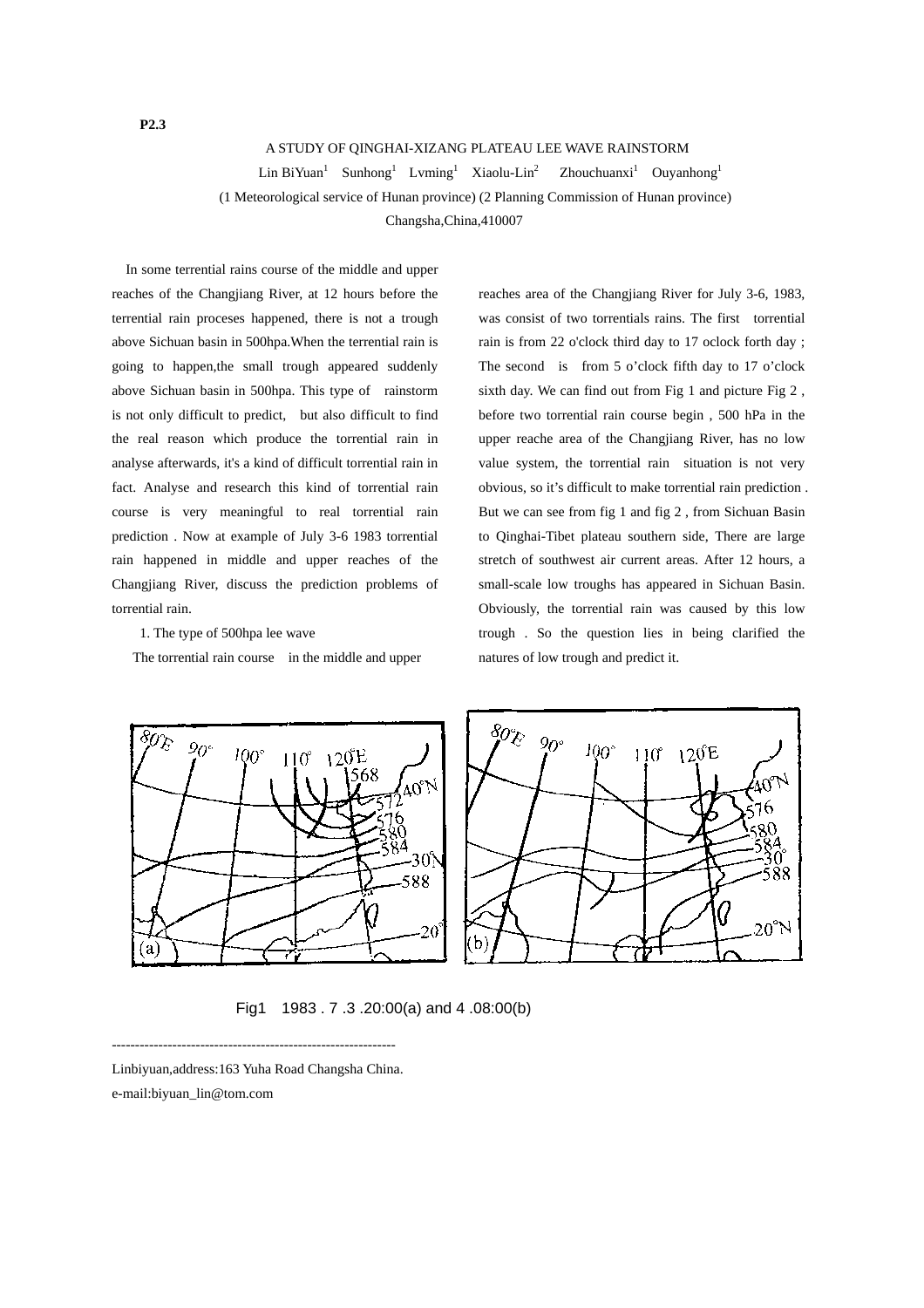**P2.3**

# A STUDY OF QINGHAI-XIZANG PLATEAU LEE WAVE RAINSTORM

Lin BiYuan[1] Sunhong[1] Lvming[1] Xiaolu-Lin[2] Zhouchuanxi[1] Ouyanhong[1]

(1 Meteorological service of Hunan province) (2 Planning Commission of Hunan province)

Changsha,China,410007

In some terrential rains course of the middle and upper reaches of the Changjiang River, at 12 hours before the terrential rain proceses happened, there is not a trough above Sichuan basin in 500hpa.When the terrential rain is going to happen,the small trough appeared suddenly above Sichuan basin in 500hpa. This type of rainstorm is not only difficult to predict, but also difficult to find the real reason which produce the torrential rain in analyse afterwards, it's a kind of difficult torrential rain in fact. Analyse and research this kind of torrential rain course is very meaningful to real torrential rain prediction . Now at example of July 3-6 1983 torrential rain happened in middle and upper reaches of the Changjiang River, discuss the prediction problems of torrential rain.

## 1. The type of 500hpa lee wave

The torrential rain course in the middle and upper reaches area of the Changjiang River for July 3-6, 1983, was consist of two torrentials rains. The first torrential rain is from 22 o'clock third day to 17 oclock forth day ; The second is from 5 o'clock fifth day to 17 o'clock sixth day. We can find out from Fig 1 and picture Fig 2 , before two torrential rain course begin , 500 hPa in the upper reache area of the Changjiang River, has no low value system, the torrential rain situation is not very obvious, so it's difficult to make torrential rain prediction . But we can see from fig 1 and fig 2 , from Sichuan Basin to Qinghai-Tibet plateau southern side, There are large stretch of southwest air current areas. After 12 hours, a small-scale low troughs has appeared in Sichuan Basin. Obviously, the torrential rain was caused by this low trough . So the question lies in being clarified the natures of low trough and predict it.

Fig1 1983 . 7 .3 .20:00(a) and 4 .08:00(b)

---

Linbiyuan,address:163 Yuha Road Changsha China.

e-mail:biyuan_lin@tom.com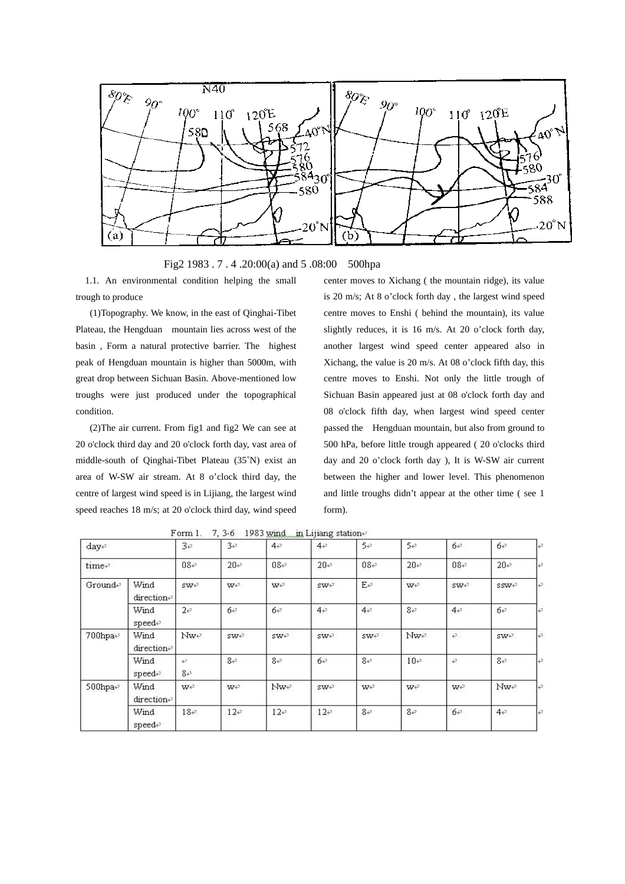Fig2 1983 . 7 . 4 .20:00(a) and 5 .08:00 500hpa

1.1. An environmental condition helping the small trough to produce

(1)Topography. We know, in the east of Qinghai-Tibet Plateau, the Hengduan mountain lies across west of the basin , Form a natural protective barrier. The highest peak of Hengduan mountain is higher than 5000m, with great drop between Sichuan Basin. Above-mentioned low troughs were just produced under the topographical condition.

(2)The air current. From fig1 and fig2 We can see at 20 o'clock third day and 20 o'clock forth day, vast area of middle-south of Qinghai-Tibet Plateau (35°N) exist an area of W-SW air stream. At 8 o’clock third day, the centre of largest wind speed is in Lijiang, the largest wind speed reaches 18 m/s; at 20 o'clock third day, wind speed center moves to Xichang ( the mountain ridge), its value is 20 m/s; At 8 o’clock forth day , the largest wind speed centre moves to Enshi ( behind the mountain), its value slightly reduces, it is 16 m/s. At 20 o’clock forth day, another largest wind speed center appeared also in Xichang, the value is 20 m/s. At 08 o’clock fifth day, this centre moves to Enshi. Not only the little trough of Sichuan Basin appeared just at 08 o'clock forth day and 08 o'clock fifth day, when largest wind speed center passed the Hengduan mountain, but also from ground to 500 hPa, before little trough appeared ( 20 o'clocks third day and 20 o’clock forth day ), It is W-SW air current between the higher and lower level. This phenomenon and little troughs didn’t appear at the other time ( see 1 form).

Form 1. 7, 3-6 1983 wind in Lijiang station

| day | | 3 | 3 | 4 | 4 | 5 | 5 | 6 | 6 |
|---|---|---|---|---|---|---|---|---|---|
| time | | 08 | 20 | 08 | 20 | 08 | 20 | 08 | 20 |
| Ground | Wind direction | sw | w | w | sw | E | w | sw | ssw |
| | Wind speed | 2 | 6 | 6 | 4 | 4 | 8 | 4 | 6 |
| 700hpa | Wind direction | Nw | sw | sw | sw | sw | Nw | | sw |
| | Wind speed | 8 | 8 | 8 | 6 | 8 | 10 | | 8 |
| 500hpa | Wind direction | w | w | Nw | sw | w | w | w | Nw |
| | Wind speed | 18 | 12 | 12 | 12 | 8 | 8 | 6 | 4 |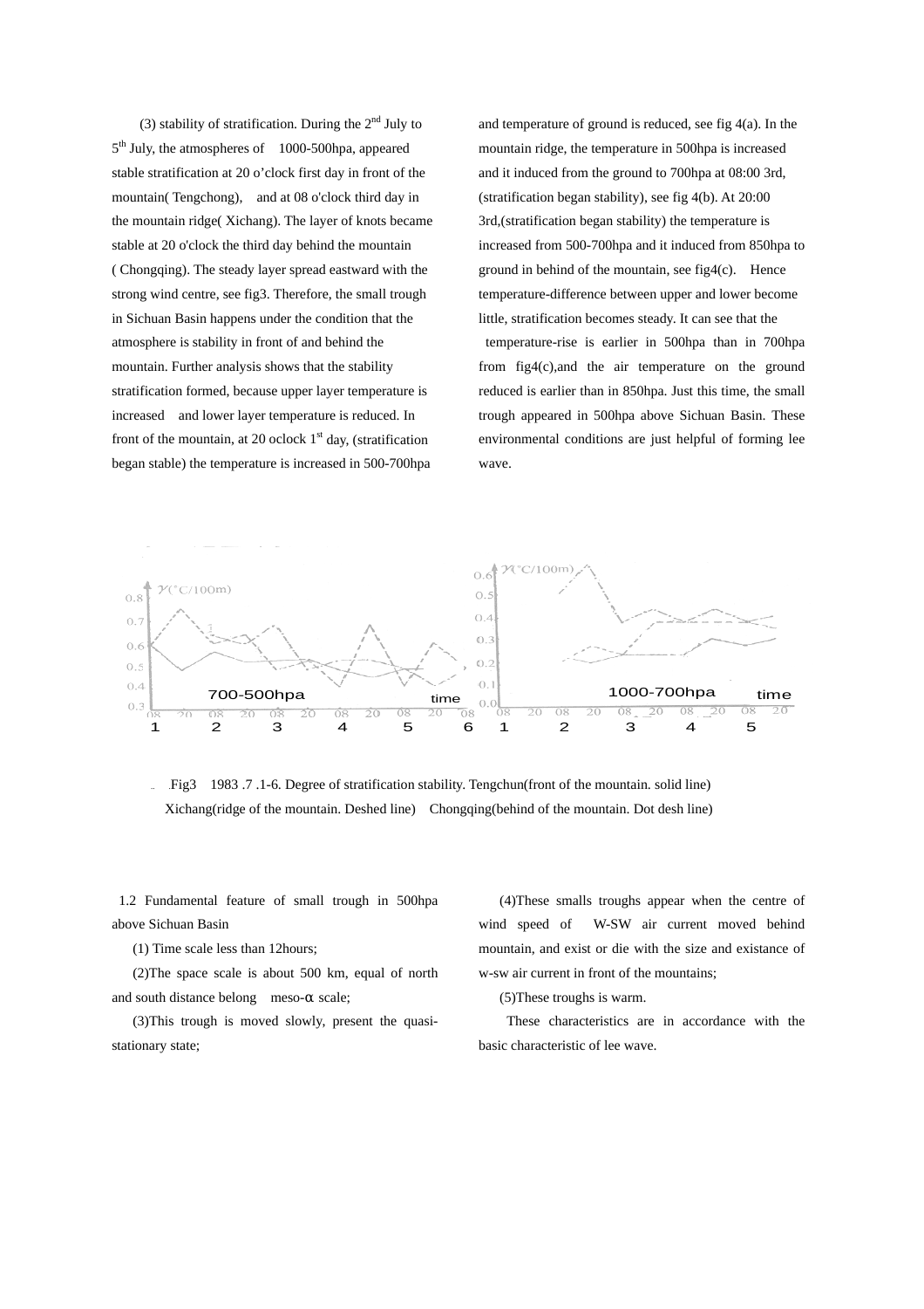(3) stability of stratification. During the 2nd July to 5th July, the atmospheres of 1000-500hpa, appeared stable stratification at 20 o'clock first day in front of the mountain( Tengchong), and at 08 o'clock third day in the mountain ridge( Xichang). The layer of knots became stable at 20 o'clock the third day behind the mountain ( Chongqing). The steady layer spread eastward with the strong wind centre, see fig3. Therefore, the small trough in Sichuan Basin happens under the condition that the atmosphere is stability in front of and behind the mountain. Further analysis shows that the stability stratification formed, because upper layer temperature is increased and lower layer temperature is reduced. In front of the mountain, at 20 oclock 1st day, (stratification began stable) the temperature is increased in 500-700hpa and temperature of ground is reduced, see fig 4(a). In the mountain ridge, the temperature in 500hpa is increased and it induced from the ground to 700hpa at 08:00 3rd, (stratification began stability), see fig 4(b). At 20:00 3rd,(stratification began stability) the temperature is increased from 500-700hpa and it induced from 850hpa to ground in behind of the mountain, see fig4(c). Hence temperature-difference between upper and lower become little, stratification becomes steady. It can see that the temperature-rise is earlier in 500hpa than in 700hpa from fig4(c),and the air temperature on the ground reduced is earlier than in 850hpa. Just this time, the small trough appeared in 500hpa above Sichuan Basin. These environmental conditions are just helpful of forming lee wave.

Fig3 1983 .7 .1-6. Degree of stratification stability. Tengchun(front of the mountain. solid line) Xichang(ridge of the mountain. Deshed line) Chongqing(behind of the mountain. Dot desh line)

1.2 Fundamental feature of small trough in 500hpa above Sichuan Basin

(1) Time scale less than 12hours;

(2)The space scale is about 500 km, equal of north and south distance belong meso-α scale;

(3)This trough is moved slowly, present the quasi-stationary state;

(4)These smalls troughs appear when the centre of wind speed of W-SW air current moved behind mountain, and exist or die with the size and existance of w-sw air current in front of the mountains;

(5)These troughs is warm.

These characteristics are in accordance with the basic characteristic of lee wave.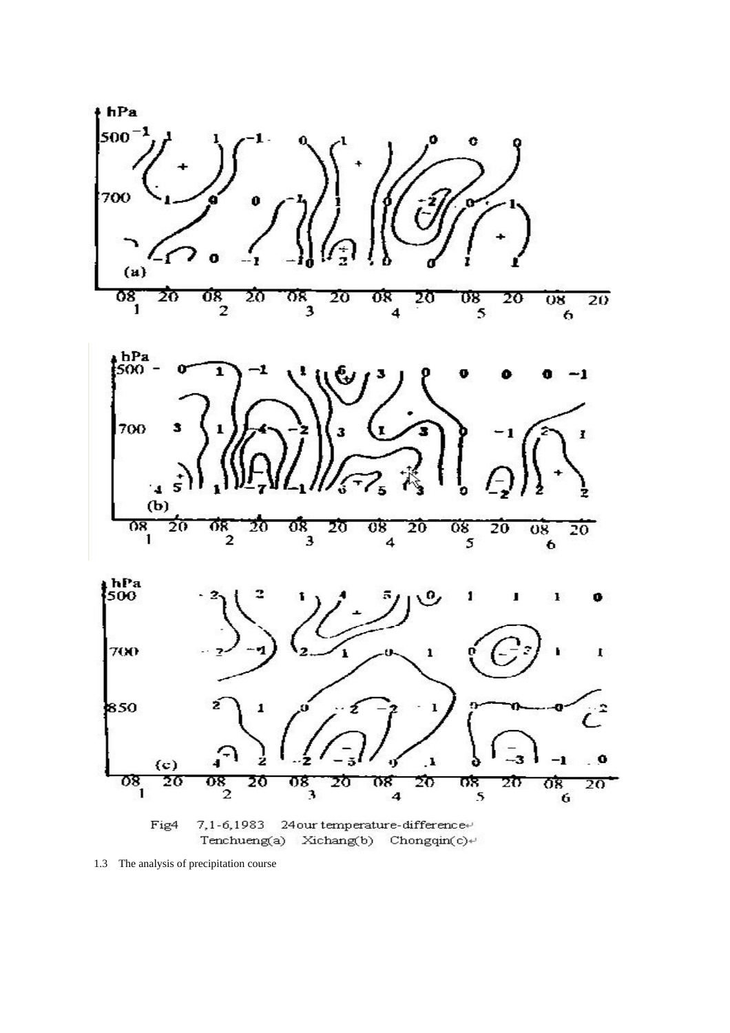Fig4 7,1-6,1983 24our temperature-difference
Tenchueng(a) Xichang(b) Chongqin(c)

1.3 The analysis of precipitation course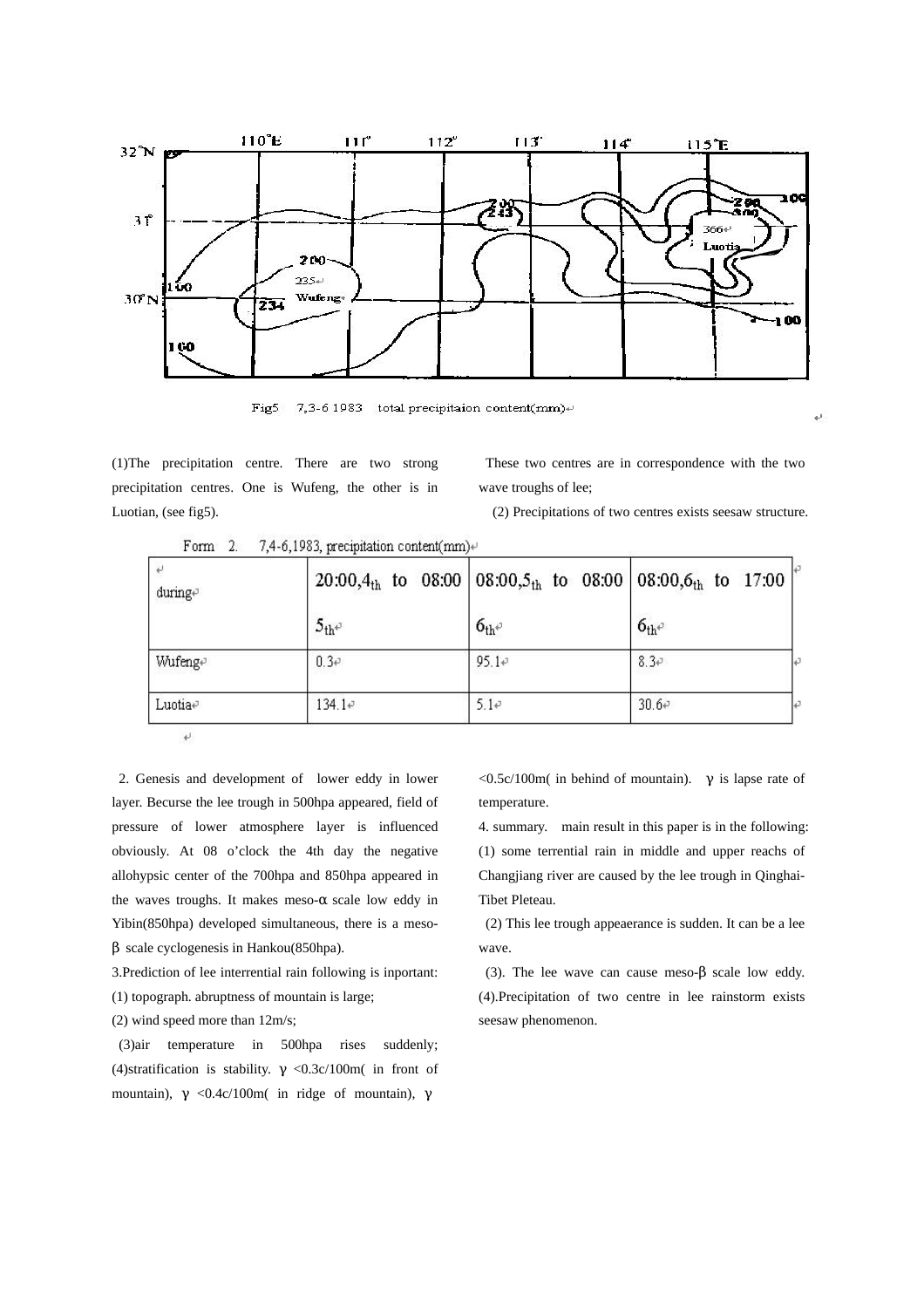32°N 110°E 111° 112° 113° 114° 115°E

200
243
200
100
300
31°
366
Luotia
200
235
Wufeng
100
30°N
234
100
100

Fig5 7,3-6 1983 total precipitaion content(mm)

(1)The precipitation centre. There are two strong precipitation centres. One is Wufeng, the other is in Luotian, (see fig5).

These two centres are in correspondence with the two wave troughs of lee;

(2) Precipitations of two centres exists seesaw structure.

Form 2. 7,4-6,1983, precipitation content(mm)

| during | 20:00,$4_{th}$ to 08:00 $5_{th}$ | 08:00,$5_{th}$ to 08:00 $6_{th}$ | 08:00,$6_{th}$ to 17:00 $6_{th}$ |
|---|---|---|---|
| Wufeng | 0.3 | 95.1 | 8.3 |
| Luotia | 134.1 | 5.1 | 30.6 |

2. Genesis and development of lower eddy in lower layer. Becurse the lee trough in 500hpa appeared, field of pressure of lower atmosphere layer is influenced obviously. At 08 o'clock the 4th day the negative allohypsic center of the 700hpa and 850hpa appeared in the waves troughs. It makes meso-α scale low eddy in Yibin(850hpa) developed simultaneous, there is a meso-β scale cyclogenesis in Hankou(850hpa).

3.Prediction of lee interrential rain following is inportant:

(1) topograph. abruptness of mountain is large;

(2) wind speed more than 12m/s;

(3)air temperature in 500hpa rises suddenly; (4)stratification is stability. $\gamma$ <0.3c/100m( in front of mountain), $\gamma$ <0.4c/100m( in ridge of mountain), $\gamma$ <0.5c/100m( in behind of mountain). $\gamma$ is lapse rate of temperature.

4. summary. main result in this paper is in the following:

(1) some terrential rain in middle and upper reachs of Changjiang river are caused by the lee trough in Qinghai-Tibet Pleteau.

(2) This lee trough appeaerance is sudden. It can be a lee wave.

(3). The lee wave can cause meso-β scale low eddy.

(4).Precipitation of two centre in lee rainstorm exists seesaw phenomenon.